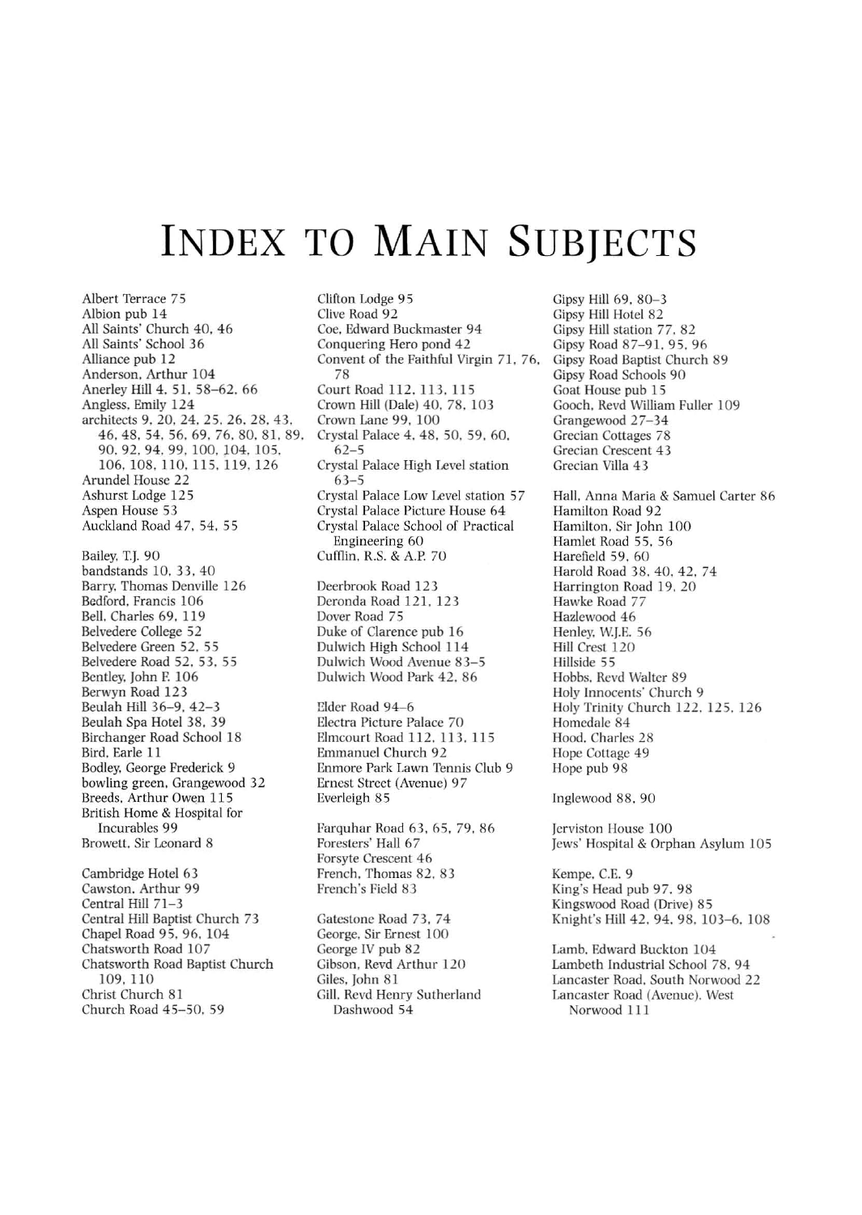# Index to Main Subjects

Albert Terrace 75
Albion pub 14
All Saints' Church 40, 46
All Saints' School 36
Alliance pub 12
Anderson, Arthur 104
Anerley Hill 4, 51, 58–62, 66
Angless, Emily 124
architects 9, 20, 24, 25, 26, 28, 43, 46, 48, 54, 56, 69, 76, 80, 81, 89, 90, 92, 94, 99, 100, 104, 105, 106, 108, 110, 115, 119, 126
Arundel House 22
Ashurst Lodge 125
Aspen House 53
Auckland Road 47, 54, 55

Bailey, T.J. 90
bandstands 10, 33, 40
Barry, Thomas Denville 126
Bedford, Francis 106
Bell, Charles 69, 119
Belvedere College 52
Belvedere Green 52, 55
Belvedere Road 52, 53, 55
Bentley, John F. 106
Berwyn Road 123
Beulah Hill 36–9, 42–3
Beulah Spa Hotel 38, 39
Birchanger Road School 18
Bird, Earle 11
Bodley, George Frederick 9
bowling green, Grangewood 32
Breeds, Arthur Owen 115
British Home & Hospital for Incurables 99
Browett, Sir Leonard 8

Cambridge Hotel 63
Cawston, Arthur 99
Central Hill 71–3
Central Hill Baptist Church 73
Chapel Road 95, 96, 104
Chatsworth Road 107
Chatsworth Road Baptist Church 109, 110
Christ Church 81
Church Road 45–50, 59

Clifton Lodge 95
Clive Road 92
Coe, Edward Buckmaster 94
Conquering Hero pond 42
Convent of the Faithful Virgin 71, 76, 78
Court Road 112, 113, 115
Crown Hill (Dale) 40, 78, 103
Crown Lane 99, 100
Crystal Palace 4, 48, 50, 59, 60, 62–5
Crystal Palace High Level station 63–5
Crystal Palace Low Level station 57
Crystal Palace Picture House 64
Crystal Palace School of Practical Engineering 60
Cufflin, R.S. & A.P. 70

Deerbrook Road 123
Deronda Road 121, 123
Dover Road 75
Duke of Clarence pub 16
Dulwich High School 114
Dulwich Wood Avenue 83–5
Dulwich Wood Park 42, 86

Elder Road 94–6
Electra Picture Palace 70
Elmcourt Road 112, 113, 115
Emmanuel Church 92
Enmore Park Lawn Tennis Club 9
Ernest Street (Avenue) 97
Everleigh 85

Farquhar Road 63, 65, 79, 86
Foresters' Hall 67
Forsyte Crescent 46
French, Thomas 82, 83
French's Field 83

Gatestone Road 73, 74
George, Sir Ernest 100
George IV pub 82
Gibson, Revd Arthur 120
Giles, John 81
Gill, Revd Henry Sutherland Dashwood 54

Gipsy Hill 69, 80–3
Gipsy Hill Hotel 82
Gipsy Hill station 77, 82
Gipsy Road 87–91, 95, 96
Gipsy Road Baptist Church 89
Gipsy Road Schools 90
Goat House pub 15
Gooch, Revd William Fuller 109
Grangewood 27–34
Grecian Cottages 78
Grecian Crescent 43
Grecian Villa 43

Hall, Anna Maria & Samuel Carter 86
Hamilton Road 92
Hamilton, Sir John 100
Hamlet Road 55, 56
Harefield 59, 60
Harold Road 38, 40, 42, 74
Harrington Road 19, 20
Hawke Road 77
Hazlewood 46
Henley, W.J.E. 56
Hill Crest 120
Hillside 55
Hobbs, Revd Walter 89
Holy Innocents' Church 9
Holy Trinity Church 122, 125, 126
Homedale 84
Hood, Charles 28
Hope Cottage 49
Hope pub 98

Inglewood 88, 90

Jerviston House 100
Jews' Hospital & Orphan Asylum 105

Kempe, C.E. 9
King's Head pub 97, 98
Kingswood Road (Drive) 85
Knight's Hill 42, 94, 98, 103–6, 108

Lamb, Edward Buckton 104
Lambeth Industrial School 78, 94
Lancaster Road, South Norwood 22
Lancaster Road (Avenue), West Norwood 111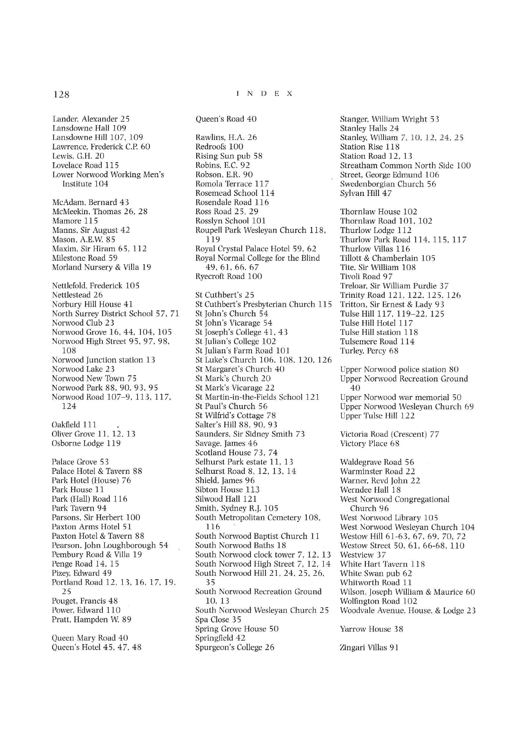INDEX

Lander, Alexander 25
Lansdowne Hall 109
Lansdowne Hill 107, 109
Lawrence, Frederick C.P. 60
Lewis, G.H. 20
Lovelace Road 115
Lower Norwood Working Men's Institute 104

McAdam, Bernard 43
McMeekin, Thomas 26, 28
Mamore 115
Manns, Sir August 42
Mason, A.E.W. 85
Maxim, Sir Hiram 65, 112
Milestone Road 59
Morland Nursery & Villa 19

Nettlefold, Frederick 105
Nettlestead 26
Norbury Hill House 41
North Surrey District School 57, 71
Norwood Club 23
Norwood Grove 16, 44, 104, 105
Norwood High Street 95, 97, 98, 108
Norwood Junction station 13
Norwood Lake 23
Norwood New Town 75
Norwood Park 88, 90, 93, 95
Norwood Road 107–9, 113, 117, 124

Oakfield 111
Oliver Grove 11, 12, 13
Osborne Lodge 119

Palace Grove 53
Palace Hotel & Tavern 88
Park Hotel (House) 76
Park House 11
Park (Hall) Road 116
Park Tavern 94
Parsons, Sir Herbert 100
Paxton Arms Hotel 51
Paxton Hotel & Tavern 88
Pearson, John Loughborough 54
Pembury Road & Villa 19
Penge Road 14, 15
Pizey, Edward 49
Portland Road 12, 13, 16, 17, 19, 25
Pouget, Francis 48
Power, Edward 110
Pratt, Hampden W. 89

Queen Mary Road 40
Queen's Hotel 45, 47, 48
Queen's Road 40

Rawlins, H.A. 26
Redroofs 100
Rising Sun pub 58
Robins, E.C. 92
Robson, E.R. 90
Romola Terrace 117
Rosemead School 114
Rosendale Road 116
Ross Road 25, 29
Rosslyn School 101
Roupell Park Wesleyan Church 118, 119
Royal Crystal Palace Hotel 59, 62
Royal Normal College for the Blind 49, 61, 66, 67
Ryecroft Road 100

St Cuthbert's 25
St Cuthbert's Presbyterian Church 115
St John's Church 54
St John's Vicarage 54
St Joseph's College 41, 43
St Julian's College 102
St Julian's Farm Road 101
St Luke's Church 106, 108, 120, 126
St Margaret's Church 40
St Mark's Church 20
St Mark's Vicarage 22
St Martin-in-the-Fields School 121
St Paul's Church 56
St Wilfrid's Cottage 78
Salter's Hill 88, 90, 93
Saunders, Sir Sidney Smith 73
Savage, James 46
Scotland House 73, 74
Selhurst Park estate 11, 13
Selhurst Road 8, 12, 13, 14
Shield, James 96
Sibton House 113
Silwood Hall 121
Smith, Sydney R.J. 105
South Metropolitan Cemetery 108, 116
South Norwood Baptist Church 11
South Norwood Baths 18
South Norwood clock tower 7, 12, 13
South Norwood High Street 7, 12, 14
South Norwood Hill 21, 24, 25, 26, 35
South Norwood Recreation Ground 10, 13
South Norwood Wesleyan Church 25
Spa Close 35
Spring Grove House 50
Springfield 42
Spurgeon's College 26
Stanger, William Wright 53
Stanley Halls 24
Stanley, William 7, 10, 12, 24, 25
Station Rise 118
Station Road 12, 13
Streatham Common North Side 100
Street, George Edmund 106
Swedenborgian Church 56
Sylvan Hill 47

Thornlaw House 102
Thornlaw Road 101, 102
Thurlow Lodge 112
Thurlow Park Road 114, 115, 117
Thurlow Villas 116
Tillott & Chamberlain 105
Tite, Sir William 108
Tivoli Road 97
Treloar, Sir William Purdie 37
Trinity Road 121, 122, 125, 126
Tritton, Sir Ernest & Lady 93
Tulse Hill 117, 119–22, 125
Tulse Hill Hotel 117
Tulse Hill station 118
Tulsemere Road 114
Turley, Percy 68

Upper Norwood police station 80
Upper Norwood Recreation Ground 40
Upper Norwood war memorial 50
Upper Norwood Wesleyan Church 69
Upper Tulse Hill 122

Victoria Road (Crescent) 77
Victory Place 68

Waldegrave Road 56
Warminster Road 22
Warner, Revd John 22
Werndee Hall 18
West Norwood Congregational Church 96
West Norwood Library 105
West Norwood Wesleyan Church 104
Westow Hill 61-63, 67, 69, 70, 72
Westow Street 50, 61, 66-68, 110
Westview 37
White Hart Tavern 118
White Swan pub 62
Whitworth Road 11
Wilson, Joseph William & Maurice 60
Wolfington Road 102
Woodvale Avenue, House, & Lodge 23

Yarrow House 38

Zingari Villas 91